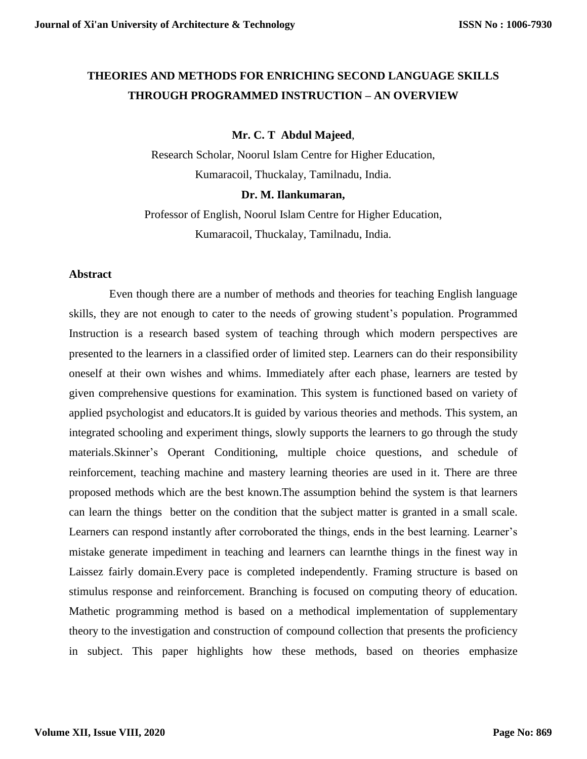# THEORIES AND METHODS FOR ENRICHING SECOND LANGUAGE SKILLS THROUGH PROGRAMMED INSTRUCTION – AN OVERVIEW

**Mr. C. T Abdul Majeed**,

Research Scholar, Noorul Islam Centre for Higher Education,
Kumaracoil, Thuckalay, Tamilnadu, India.

**Dr. M. Ilankumaran,**

Professor of English, Noorul Islam Centre for Higher Education,
Kumaracoil, Thuckalay, Tamilnadu, India.

## Abstract

Even though there are a number of methods and theories for teaching English language skills, they are not enough to cater to the needs of growing student's population. Programmed Instruction is a research based system of teaching through which modern perspectives are presented to the learners in a classified order of limited step. Learners can do their responsibility oneself at their own wishes and whims. Immediately after each phase, learners are tested by given comprehensive questions for examination. This system is functioned based on variety of applied psychologist and educators.It is guided by various theories and methods. This system, an integrated schooling and experiment things, slowly supports the learners to go through the study materials.Skinner's Operant Conditioning, multiple choice questions, and schedule of reinforcement, teaching machine and mastery learning theories are used in it. There are three proposed methods which are the best known.The assumption behind the system is that learners can learn the things better on the condition that the subject matter is granted in a small scale. Learners can respond instantly after corroborated the things, ends in the best learning. Learner's mistake generate impediment in teaching and learners can learnthe things in the finest way in Laissez fairly domain.Every pace is completed independently. Framing structure is based on stimulus response and reinforcement. Branching is focused on computing theory of education. Mathetic programming method is based on a methodical implementation of supplementary theory to the investigation and construction of compound collection that presents the proficiency in subject. This paper highlights how these methods, based on theories emphasize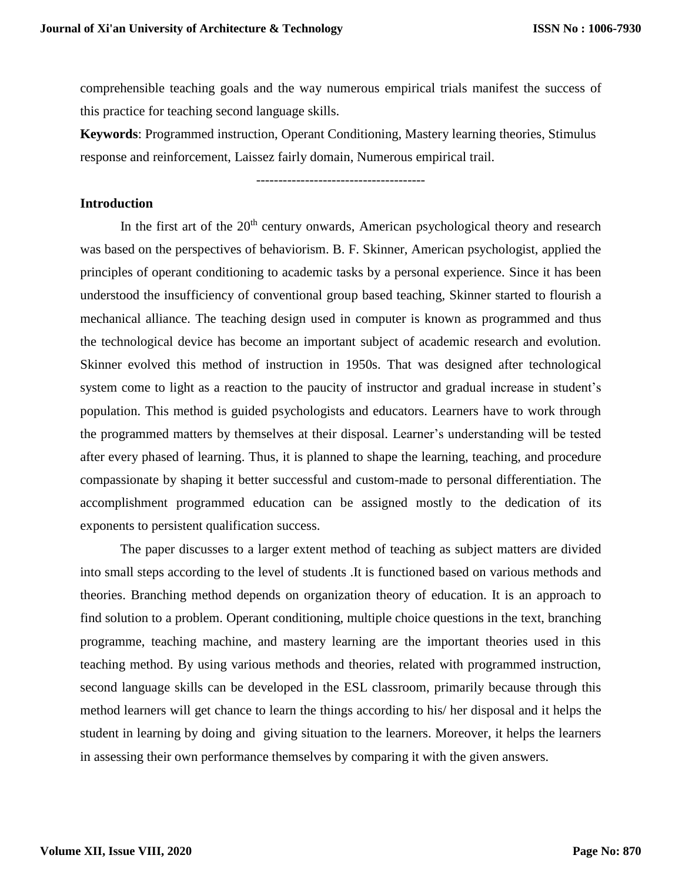comprehensible teaching goals and the way numerous empirical trials manifest the success of this practice for teaching second language skills.

**Keywords**: Programmed instruction, Operant Conditioning, Mastery learning theories, Stimulus response and reinforcement, Laissez fairly domain, Numerous empirical trail.

--------------------------------------

## Introduction

In the first art of the 20th century onwards, American psychological theory and research was based on the perspectives of behaviorism. B. F. Skinner, American psychologist, applied the principles of operant conditioning to academic tasks by a personal experience. Since it has been understood the insufficiency of conventional group based teaching, Skinner started to flourish a mechanical alliance. The teaching design used in computer is known as programmed and thus the technological device has become an important subject of academic research and evolution. Skinner evolved this method of instruction in 1950s. That was designed after technological system come to light as a reaction to the paucity of instructor and gradual increase in student's population. This method is guided psychologists and educators. Learners have to work through the programmed matters by themselves at their disposal. Learner's understanding will be tested after every phased of learning. Thus, it is planned to shape the learning, teaching, and procedure compassionate by shaping it better successful and custom-made to personal differentiation. The accomplishment programmed education can be assigned mostly to the dedication of its exponents to persistent qualification success.

The paper discusses to a larger extent method of teaching as subject matters are divided into small steps according to the level of students .It is functioned based on various methods and theories. Branching method depends on organization theory of education. It is an approach to find solution to a problem. Operant conditioning, multiple choice questions in the text, branching programme, teaching machine, and mastery learning are the important theories used in this teaching method. By using various methods and theories, related with programmed instruction, second language skills can be developed in the ESL classroom, primarily because through this method learners will get chance to learn the things according to his/ her disposal and it helps the student in learning by doing and giving situation to the learners. Moreover, it helps the learners in assessing their own performance themselves by comparing it with the given answers.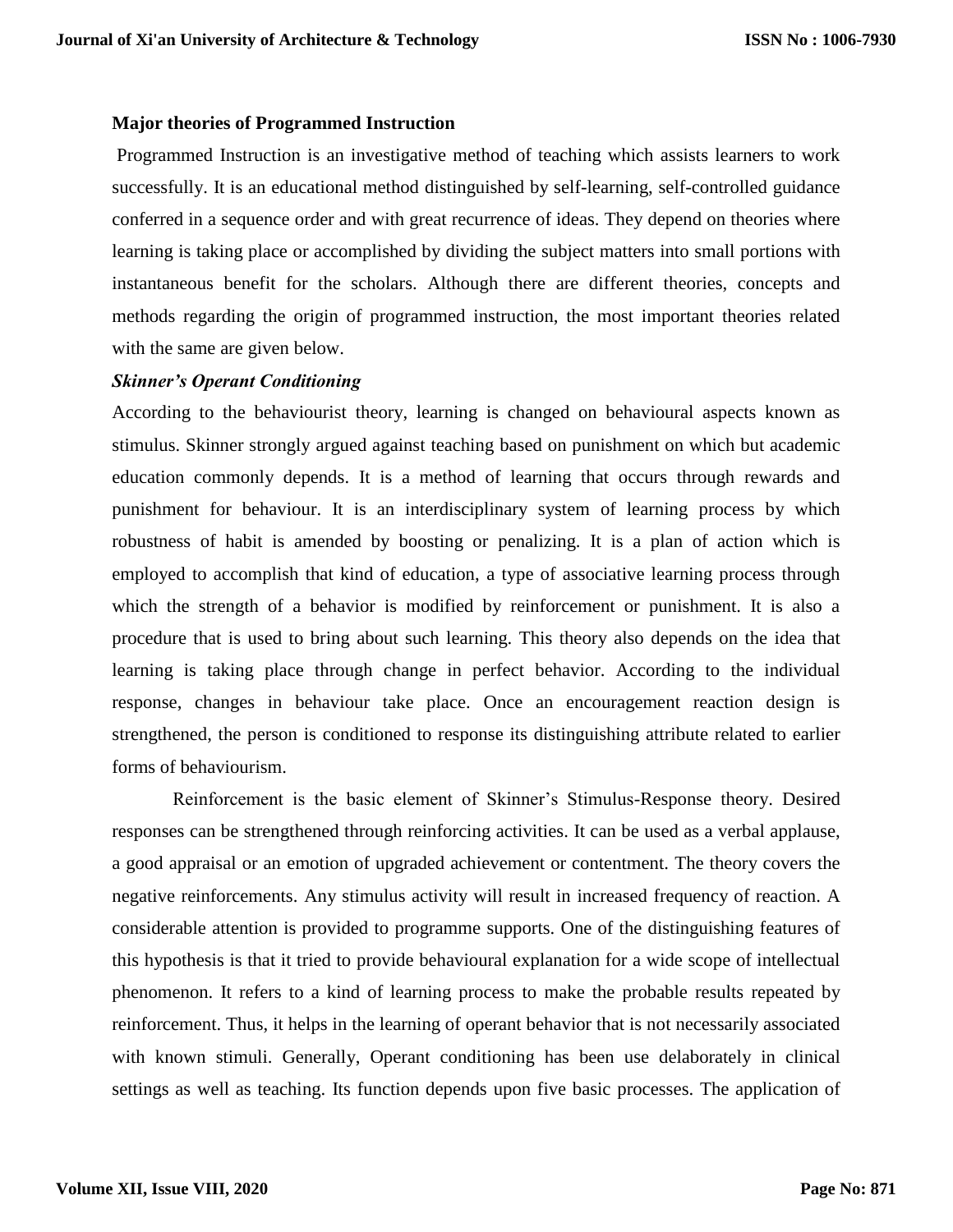**Major theories of Programmed Instruction**

Programmed Instruction is an investigative method of teaching which assists learners to work successfully. It is an educational method distinguished by self-learning, self-controlled guidance conferred in a sequence order and with great recurrence of ideas. They depend on theories where learning is taking place or accomplished by dividing the subject matters into small portions with instantaneous benefit for the scholars. Although there are different theories, concepts and methods regarding the origin of programmed instruction, the most important theories related with the same are given below.

***Skinner's Operant Conditioning***

According to the behaviourist theory, learning is changed on behavioural aspects known as stimulus. Skinner strongly argued against teaching based on punishment on which but academic education commonly depends. It is a method of learning that occurs through rewards and punishment for behaviour. It is an interdisciplinary system of learning process by which robustness of habit is amended by boosting or penalizing. It is a plan of action which is employed to accomplish that kind of education, a type of associative learning process through which the strength of a behavior is modified by reinforcement or punishment. It is also a procedure that is used to bring about such learning. This theory also depends on the idea that learning is taking place through change in perfect behavior. According to the individual response, changes in behaviour take place. Once an encouragement reaction design is strengthened, the person is conditioned to response its distinguishing attribute related to earlier forms of behaviourism.

Reinforcement is the basic element of Skinner's Stimulus-Response theory. Desired responses can be strengthened through reinforcing activities. It can be used as a verbal applause, a good appraisal or an emotion of upgraded achievement or contentment. The theory covers the negative reinforcements. Any stimulus activity will result in increased frequency of reaction. A considerable attention is provided to programme supports. One of the distinguishing features of this hypothesis is that it tried to provide behavioural explanation for a wide scope of intellectual phenomenon. It refers to a kind of learning process to make the probable results repeated by reinforcement. Thus, it helps in the learning of operant behavior that is not necessarily associated with known stimuli. Generally, Operant conditioning has been use delaborately in clinical settings as well as teaching. Its function depends upon five basic processes. The application of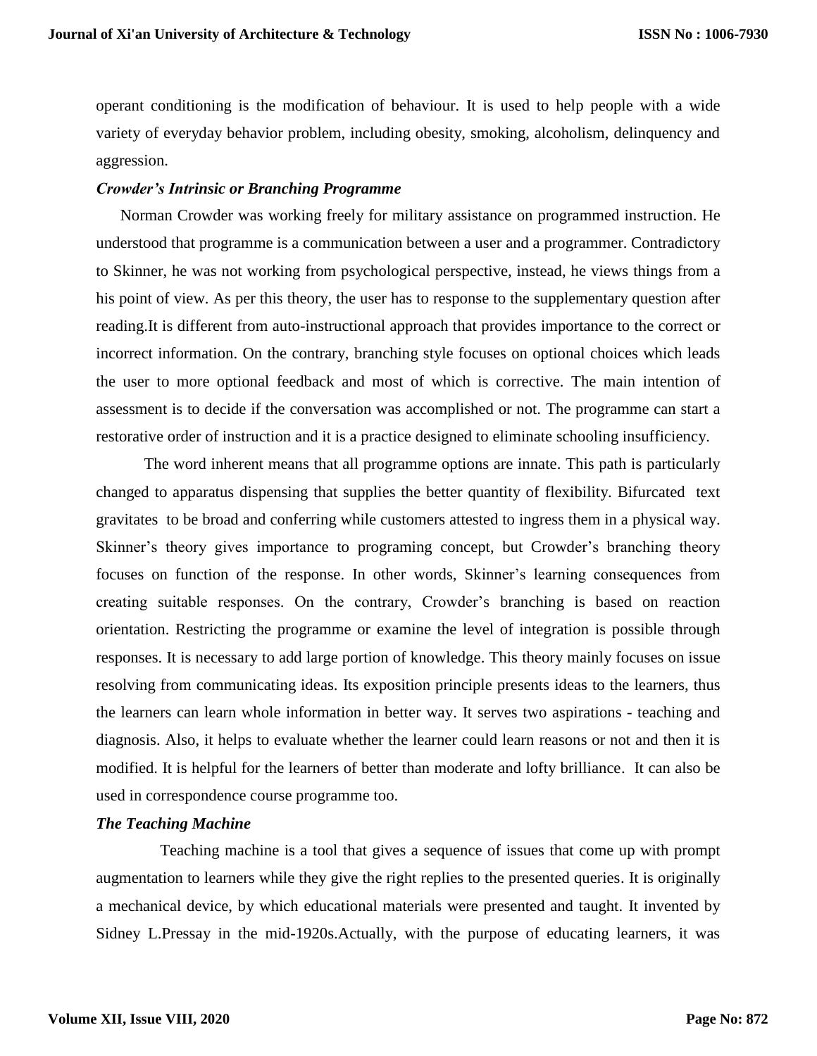operant conditioning is the modification of behaviour. It is used to help people with a wide variety of everyday behavior problem, including obesity, smoking, alcoholism, delinquency and aggression.

### *Crowder's Intrinsic or Branching Programme*

Norman Crowder was working freely for military assistance on programmed instruction. He understood that programme is a communication between a user and a programmer. Contradictory to Skinner, he was not working from psychological perspective, instead, he views things from a his point of view. As per this theory, the user has to response to the supplementary question after reading.It is different from auto-instructional approach that provides importance to the correct or incorrect information. On the contrary, branching style focuses on optional choices which leads the user to more optional feedback and most of which is corrective. The main intention of assessment is to decide if the conversation was accomplished or not. The programme can start a restorative order of instruction and it is a practice designed to eliminate schooling insufficiency.

The word inherent means that all programme options are innate. This path is particularly changed to apparatus dispensing that supplies the better quantity of flexibility. Bifurcated text gravitates to be broad and conferring while customers attested to ingress them in a physical way. Skinner's theory gives importance to programing concept, but Crowder's branching theory focuses on function of the response. In other words, Skinner's learning consequences from creating suitable responses. On the contrary, Crowder's branching is based on reaction orientation. Restricting the programme or examine the level of integration is possible through responses. It is necessary to add large portion of knowledge. This theory mainly focuses on issue resolving from communicating ideas. Its exposition principle presents ideas to the learners, thus the learners can learn whole information in better way. It serves two aspirations - teaching and diagnosis. Also, it helps to evaluate whether the learner could learn reasons or not and then it is modified. It is helpful for the learners of better than moderate and lofty brilliance. It can also be used in correspondence course programme too.

### *The Teaching Machine*

Teaching machine is a tool that gives a sequence of issues that come up with prompt augmentation to learners while they give the right replies to the presented queries. It is originally a mechanical device, by which educational materials were presented and taught. It invented by Sidney L.Pressay in the mid-1920s.Actually, with the purpose of educating learners, it was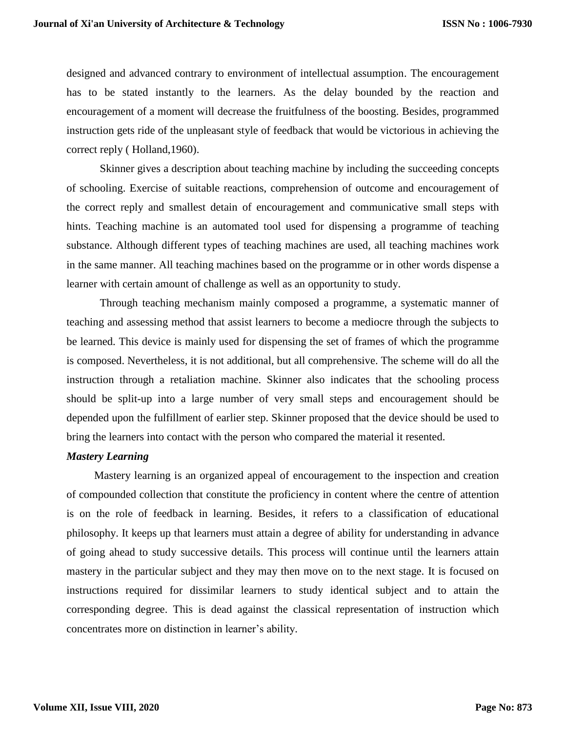designed and advanced contrary to environment of intellectual assumption. The encouragement has to be stated instantly to the learners. As the delay bounded by the reaction and encouragement of a moment will decrease the fruitfulness of the boosting. Besides, programmed instruction gets ride of the unpleasant style of feedback that would be victorious in achieving the correct reply ( Holland,1960).

Skinner gives a description about teaching machine by including the succeeding concepts of schooling. Exercise of suitable reactions, comprehension of outcome and encouragement of the correct reply and smallest detain of encouragement and communicative small steps with hints. Teaching machine is an automated tool used for dispensing a programme of teaching substance. Although different types of teaching machines are used, all teaching machines work in the same manner. All teaching machines based on the programme or in other words dispense a learner with certain amount of challenge as well as an opportunity to study.

Through teaching mechanism mainly composed a programme, a systematic manner of teaching and assessing method that assist learners to become a mediocre through the subjects to be learned. This device is mainly used for dispensing the set of frames of which the programme is composed. Nevertheless, it is not additional, but all comprehensive. The scheme will do all the instruction through a retaliation machine. Skinner also indicates that the schooling process should be split-up into a large number of very small steps and encouragement should be depended upon the fulfillment of earlier step. Skinner proposed that the device should be used to bring the learners into contact with the person who compared the material it resented.

***Mastery Learning***

Mastery learning is an organized appeal of encouragement to the inspection and creation of compounded collection that constitute the proficiency in content where the centre of attention is on the role of feedback in learning. Besides, it refers to a classification of educational philosophy. It keeps up that learners must attain a degree of ability for understanding in advance of going ahead to study successive details. This process will continue until the learners attain mastery in the particular subject and they may then move on to the next stage. It is focused on instructions required for dissimilar learners to study identical subject and to attain the corresponding degree. This is dead against the classical representation of instruction which concentrates more on distinction in learner's ability.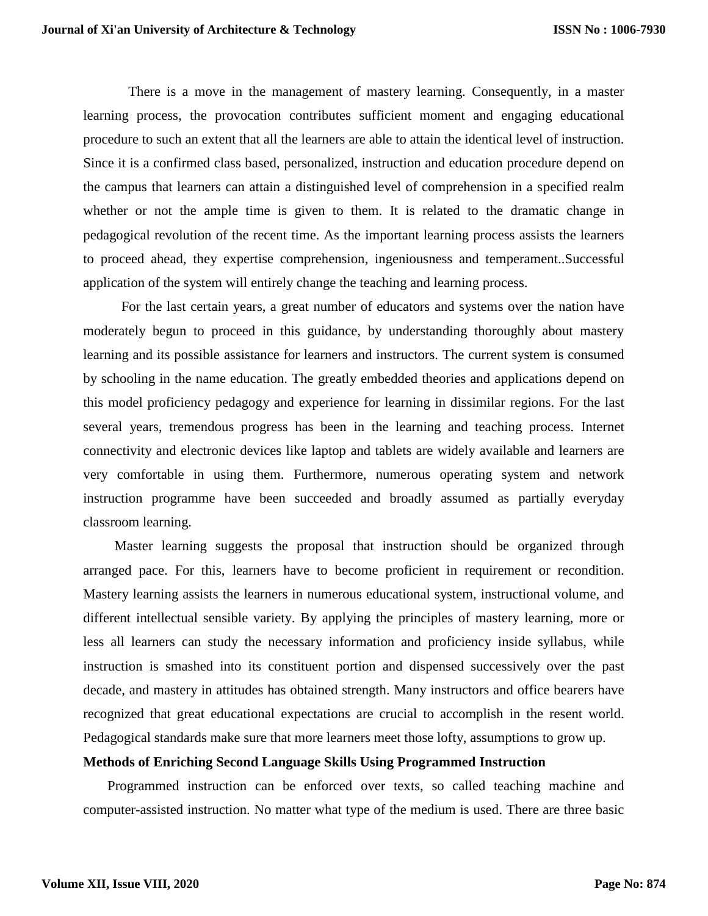There is a move in the management of mastery learning. Consequently, in a master learning process, the provocation contributes sufficient moment and engaging educational procedure to such an extent that all the learners are able to attain the identical level of instruction. Since it is a confirmed class based, personalized, instruction and education procedure depend on the campus that learners can attain a distinguished level of comprehension in a specified realm whether or not the ample time is given to them. It is related to the dramatic change in pedagogical revolution of the recent time. As the important learning process assists the learners to proceed ahead, they expertise comprehension, ingeniousness and temperament..Successful application of the system will entirely change the teaching and learning process.

For the last certain years, a great number of educators and systems over the nation have moderately begun to proceed in this guidance, by understanding thoroughly about mastery learning and its possible assistance for learners and instructors. The current system is consumed by schooling in the name education. The greatly embedded theories and applications depend on this model proficiency pedagogy and experience for learning in dissimilar regions. For the last several years, tremendous progress has been in the learning and teaching process. Internet connectivity and electronic devices like laptop and tablets are widely available and learners are very comfortable in using them. Furthermore, numerous operating system and network instruction programme have been succeeded and broadly assumed as partially everyday classroom learning.

Master learning suggests the proposal that instruction should be organized through arranged pace. For this, learners have to become proficient in requirement or recondition. Mastery learning assists the learners in numerous educational system, instructional volume, and different intellectual sensible variety. By applying the principles of mastery learning, more or less all learners can study the necessary information and proficiency inside syllabus, while instruction is smashed into its constituent portion and dispensed successively over the past decade, and mastery in attitudes has obtained strength. Many instructors and office bearers have recognized that great educational expectations are crucial to accomplish in the resent world. Pedagogical standards make sure that more learners meet those lofty, assumptions to grow up.

**Methods of Enriching Second Language Skills Using Programmed Instruction**

Programmed instruction can be enforced over texts, so called teaching machine and computer-assisted instruction. No matter what type of the medium is used. There are three basic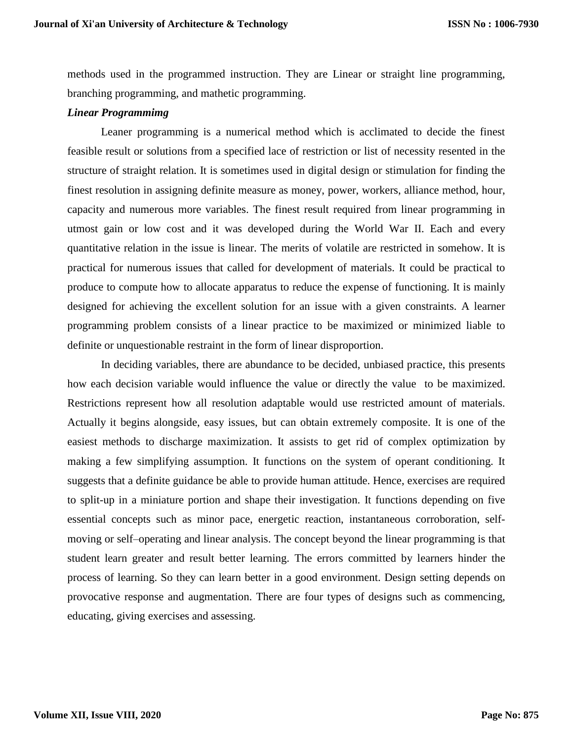methods used in the programmed instruction. They are Linear or straight line programming, branching programming, and mathetic programming.

***Linear Programmimg***

Leaner programming is a numerical method which is acclimated to decide the finest feasible result or solutions from a specified lace of restriction or list of necessity resented in the structure of straight relation. It is sometimes used in digital design or stimulation for finding the finest resolution in assigning definite measure as money, power, workers, alliance method, hour, capacity and numerous more variables. The finest result required from linear programming in utmost gain or low cost and it was developed during the World War II. Each and every quantitative relation in the issue is linear. The merits of volatile are restricted in somehow. It is practical for numerous issues that called for development of materials. It could be practical to produce to compute how to allocate apparatus to reduce the expense of functioning. It is mainly designed for achieving the excellent solution for an issue with a given constraints. A learner programming problem consists of a linear practice to be maximized or minimized liable to definite or unquestionable restraint in the form of linear disproportion.

In deciding variables, there are abundance to be decided, unbiased practice, this presents how each decision variable would influence the value or directly the value to be maximized. Restrictions represent how all resolution adaptable would use restricted amount of materials. Actually it begins alongside, easy issues, but can obtain extremely composite. It is one of the easiest methods to discharge maximization. It assists to get rid of complex optimization by making a few simplifying assumption. It functions on the system of operant conditioning. It suggests that a definite guidance be able to provide human attitude. Hence, exercises are required to split-up in a miniature portion and shape their investigation. It functions depending on five essential concepts such as minor pace, energetic reaction, instantaneous corroboration, self-moving or self–operating and linear analysis. The concept beyond the linear programming is that student learn greater and result better learning. The errors committed by learners hinder the process of learning. So they can learn better in a good environment. Design setting depends on provocative response and augmentation. There are four types of designs such as commencing, educating, giving exercises and assessing.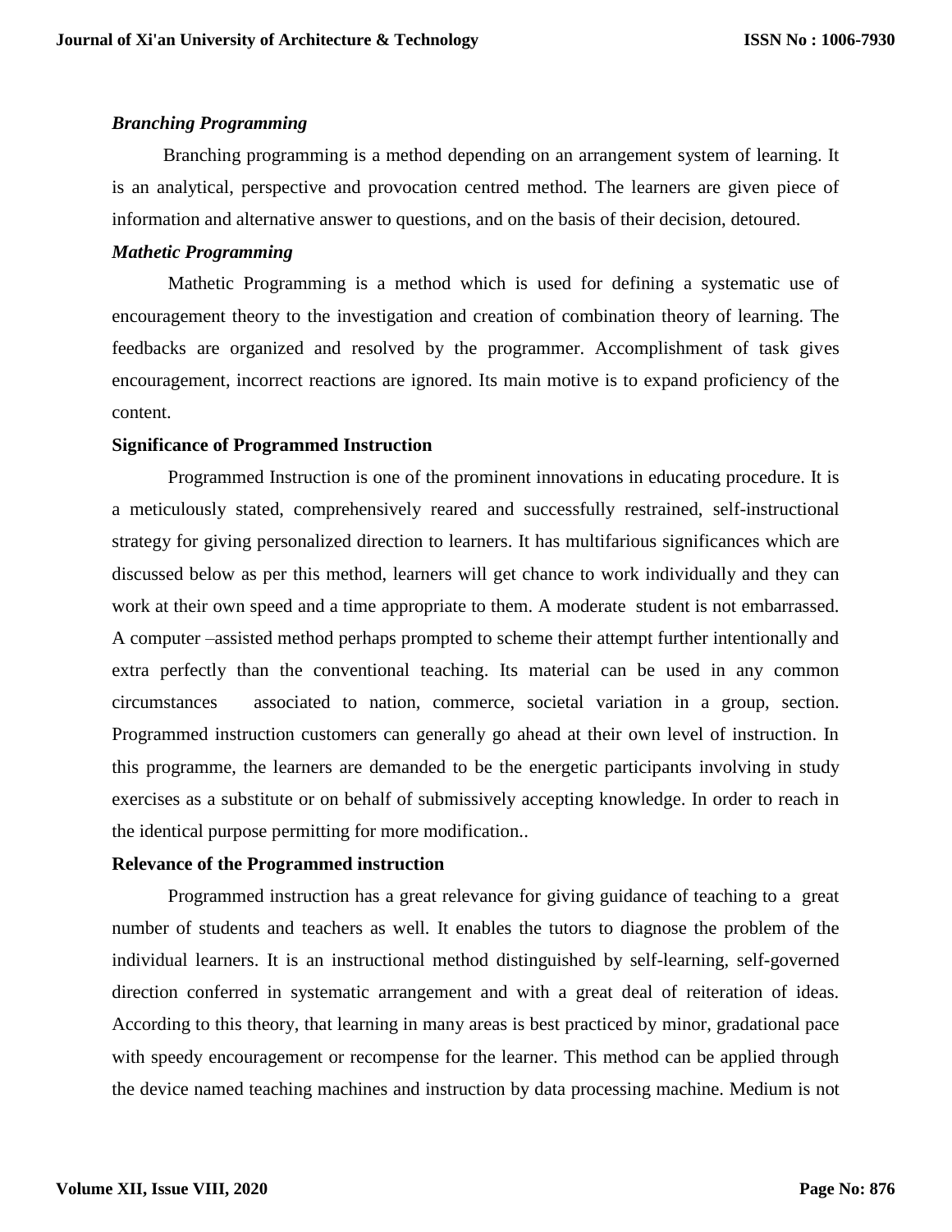### *Branching Programming*

Branching programming is a method depending on an arrangement system of learning. It is an analytical, perspective and provocation centred method. The learners are given piece of information and alternative answer to questions, and on the basis of their decision, detoured.

### *Mathetic Programming*

Mathetic Programming is a method which is used for defining a systematic use of encouragement theory to the investigation and creation of combination theory of learning. The feedbacks are organized and resolved by the programmer. Accomplishment of task gives encouragement, incorrect reactions are ignored. Its main motive is to expand proficiency of the content.

### Significance of Programmed Instruction

Programmed Instruction is one of the prominent innovations in educating procedure. It is a meticulously stated, comprehensively reared and successfully restrained, self-instructional strategy for giving personalized direction to learners. It has multifarious significances which are discussed below as per this method, learners will get chance to work individually and they can work at their own speed and a time appropriate to them. A moderate student is not embarrassed. A computer –assisted method perhaps prompted to scheme their attempt further intentionally and extra perfectly than the conventional teaching. Its material can be used in any common circumstances associated to nation, commerce, societal variation in a group, section. Programmed instruction customers can generally go ahead at their own level of instruction. In this programme, the learners are demanded to be the energetic participants involving in study exercises as a substitute or on behalf of submissively accepting knowledge. In order to reach in the identical purpose permitting for more modification..

### Relevance of the Programmed instruction

Programmed instruction has a great relevance for giving guidance of teaching to a great number of students and teachers as well. It enables the tutors to diagnose the problem of the individual learners. It is an instructional method distinguished by self-learning, self-governed direction conferred in systematic arrangement and with a great deal of reiteration of ideas. According to this theory, that learning in many areas is best practiced by minor, gradational pace with speedy encouragement or recompense for the learner. This method can be applied through the device named teaching machines and instruction by data processing machine. Medium is not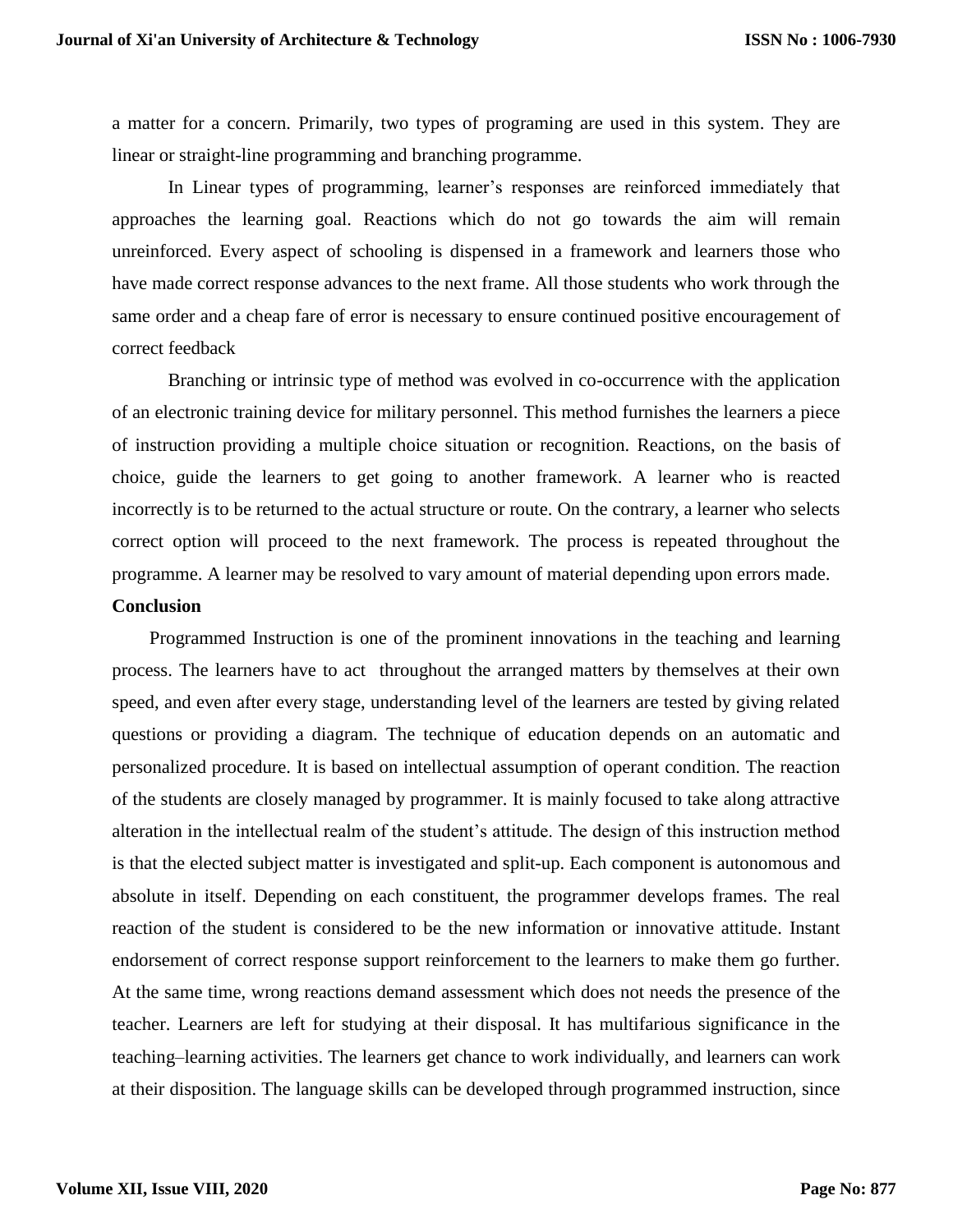a matter for a concern. Primarily, two types of programing are used in this system. They are linear or straight-line programming and branching programme.

In Linear types of programming, learner's responses are reinforced immediately that approaches the learning goal. Reactions which do not go towards the aim will remain unreinforced. Every aspect of schooling is dispensed in a framework and learners those who have made correct response advances to the next frame. All those students who work through the same order and a cheap fare of error is necessary to ensure continued positive encouragement of correct feedback

Branching or intrinsic type of method was evolved in co-occurrence with the application of an electronic training device for military personnel. This method furnishes the learners a piece of instruction providing a multiple choice situation or recognition. Reactions, on the basis of choice, guide the learners to get going to another framework. A learner who is reacted incorrectly is to be returned to the actual structure or route. On the contrary, a learner who selects correct option will proceed to the next framework. The process is repeated throughout the programme. A learner may be resolved to vary amount of material depending upon errors made.

**Conclusion**

Programmed Instruction is one of the prominent innovations in the teaching and learning process. The learners have to act throughout the arranged matters by themselves at their own speed, and even after every stage, understanding level of the learners are tested by giving related questions or providing a diagram. The technique of education depends on an automatic and personalized procedure. It is based on intellectual assumption of operant condition. The reaction of the students are closely managed by programmer. It is mainly focused to take along attractive alteration in the intellectual realm of the student's attitude. The design of this instruction method is that the elected subject matter is investigated and split-up. Each component is autonomous and absolute in itself. Depending on each constituent, the programmer develops frames. The real reaction of the student is considered to be the new information or innovative attitude. Instant endorsement of correct response support reinforcement to the learners to make them go further. At the same time, wrong reactions demand assessment which does not needs the presence of the teacher. Learners are left for studying at their disposal. It has multifarious significance in the teaching–learning activities. The learners get chance to work individually, and learners can work at their disposition. The language skills can be developed through programmed instruction, since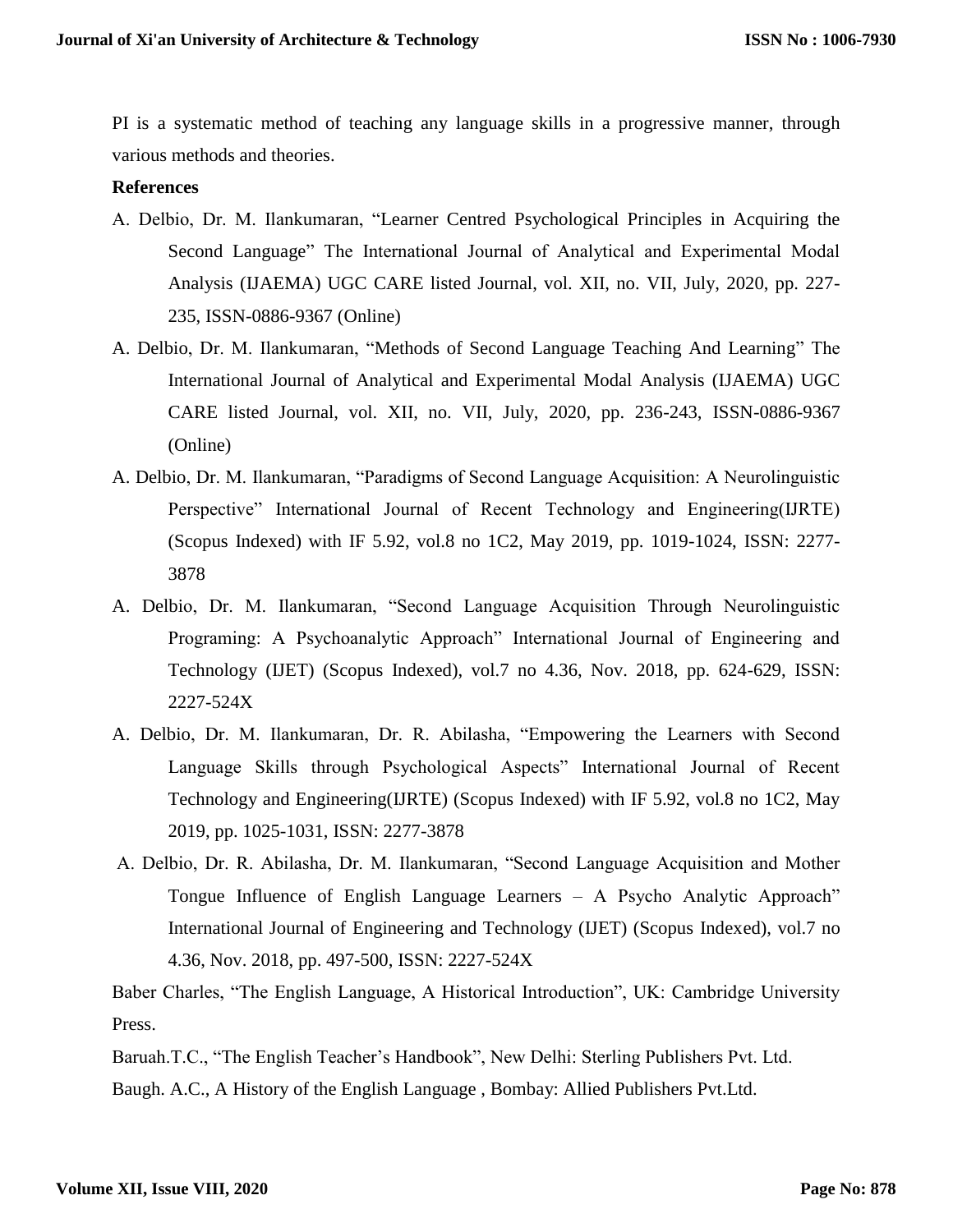PI is a systematic method of teaching any language skills in a progressive manner, through various methods and theories.

**References**

A. Delbio, Dr. M. Ilankumaran, "Learner Centred Psychological Principles in Acquiring the Second Language" The International Journal of Analytical and Experimental Modal Analysis (IJAEMA) UGC CARE listed Journal, vol. XII, no. VII, July, 2020, pp. 227-235, ISSN-0886-9367 (Online)

A. Delbio, Dr. M. Ilankumaran, "Methods of Second Language Teaching And Learning" The International Journal of Analytical and Experimental Modal Analysis (IJAEMA) UGC CARE listed Journal, vol. XII, no. VII, July, 2020, pp. 236-243, ISSN-0886-9367 (Online)

A. Delbio, Dr. M. Ilankumaran, "Paradigms of Second Language Acquisition: A Neurolinguistic Perspective" International Journal of Recent Technology and Engineering(IJRTE) (Scopus Indexed) with IF 5.92, vol.8 no 1C2, May 2019, pp. 1019-1024, ISSN: 2277-3878

A. Delbio, Dr. M. Ilankumaran, "Second Language Acquisition Through Neurolinguistic Programing: A Psychoanalytic Approach" International Journal of Engineering and Technology (IJET) (Scopus Indexed), vol.7 no 4.36, Nov. 2018, pp. 624-629, ISSN: 2227-524X

A. Delbio, Dr. M. Ilankumaran, Dr. R. Abilasha, "Empowering the Learners with Second Language Skills through Psychological Aspects" International Journal of Recent Technology and Engineering(IJRTE) (Scopus Indexed) with IF 5.92, vol.8 no 1C2, May 2019, pp. 1025-1031, ISSN: 2277-3878

A. Delbio, Dr. R. Abilasha, Dr. M. Ilankumaran, "Second Language Acquisition and Mother Tongue Influence of English Language Learners – A Psycho Analytic Approach" International Journal of Engineering and Technology (IJET) (Scopus Indexed), vol.7 no 4.36, Nov. 2018, pp. 497-500, ISSN: 2227-524X

Baber Charles, "The English Language, A Historical Introduction", UK: Cambridge University Press.

Baruah.T.C., "The English Teacher's Handbook", New Delhi: Sterling Publishers Pvt. Ltd.

Baugh. A.C., A History of the English Language , Bombay: Allied Publishers Pvt.Ltd.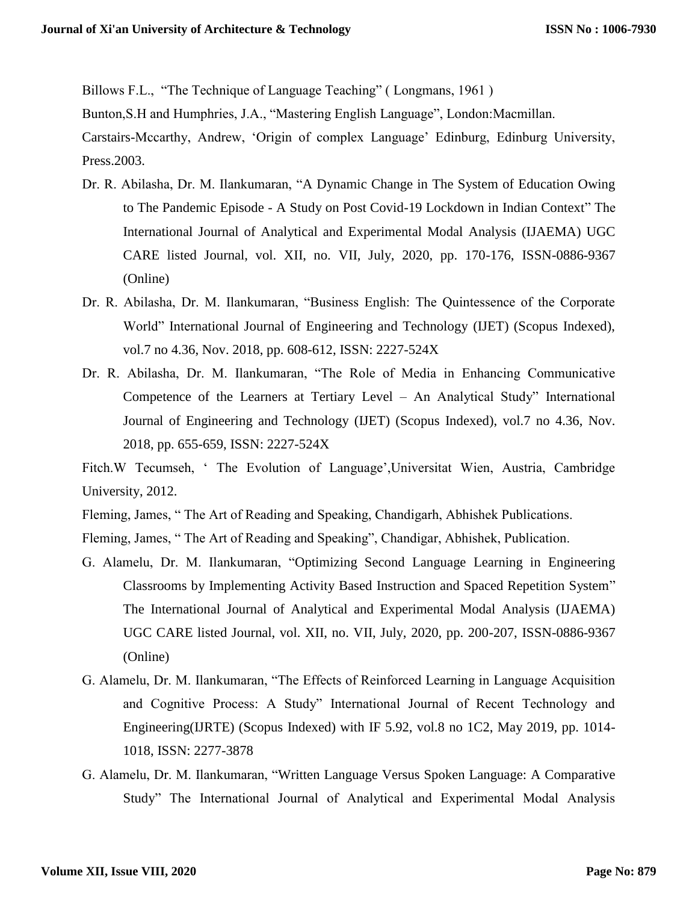Billows F.L., "The Technique of Language Teaching" ( Longmans, 1961 )

Bunton,S.H and Humphries, J.A., "Mastering English Language", London:Macmillan.

Carstairs-Mccarthy, Andrew, 'Origin of complex Language' Edinburg, Edinburg University, Press.2003.

Dr. R. Abilasha, Dr. M. Ilankumaran, "A Dynamic Change in The System of Education Owing to The Pandemic Episode - A Study on Post Covid-19 Lockdown in Indian Context" The International Journal of Analytical and Experimental Modal Analysis (IJAEMA) UGC CARE listed Journal, vol. XII, no. VII, July, 2020, pp. 170-176, ISSN-0886-9367 (Online)

Dr. R. Abilasha, Dr. M. Ilankumaran, "Business English: The Quintessence of the Corporate World" International Journal of Engineering and Technology (IJET) (Scopus Indexed), vol.7 no 4.36, Nov. 2018, pp. 608-612, ISSN: 2227-524X

Dr. R. Abilasha, Dr. M. Ilankumaran, "The Role of Media in Enhancing Communicative Competence of the Learners at Tertiary Level – An Analytical Study" International Journal of Engineering and Technology (IJET) (Scopus Indexed), vol.7 no 4.36, Nov. 2018, pp. 655-659, ISSN: 2227-524X

Fitch.W Tecumseh, ' The Evolution of Language',Universitat Wien, Austria, Cambridge University, 2012.

Fleming, James, " The Art of Reading and Speaking, Chandigarh, Abhishek Publications.

Fleming, James, " The Art of Reading and Speaking", Chandigar, Abhishek, Publication.

G. Alamelu, Dr. M. Ilankumaran, "Optimizing Second Language Learning in Engineering Classrooms by Implementing Activity Based Instruction and Spaced Repetition System" The International Journal of Analytical and Experimental Modal Analysis (IJAEMA) UGC CARE listed Journal, vol. XII, no. VII, July, 2020, pp. 200-207, ISSN-0886-9367 (Online)

G. Alamelu, Dr. M. Ilankumaran, "The Effects of Reinforced Learning in Language Acquisition and Cognitive Process: A Study" International Journal of Recent Technology and Engineering(IJRTE) (Scopus Indexed) with IF 5.92, vol.8 no 1C2, May 2019, pp. 1014-1018, ISSN: 2277-3878

G. Alamelu, Dr. M. Ilankumaran, "Written Language Versus Spoken Language: A Comparative Study" The International Journal of Analytical and Experimental Modal Analysis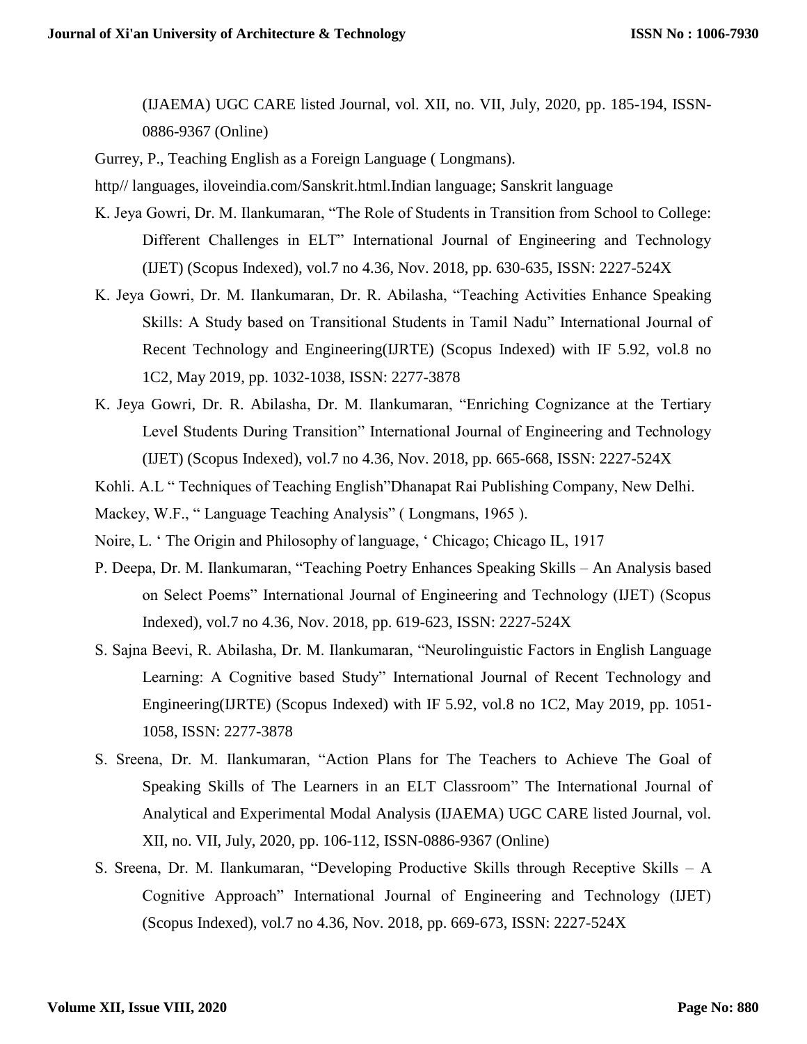(IJAEMA) UGC CARE listed Journal, vol. XII, no. VII, July, 2020, pp. 185-194, ISSN-0886-9367 (Online)

Gurrey, P., Teaching English as a Foreign Language ( Longmans).

http// languages, iloveindia.com/Sanskrit.html.Indian language; Sanskrit language

K. Jeya Gowri, Dr. M. Ilankumaran, "The Role of Students in Transition from School to College: Different Challenges in ELT" International Journal of Engineering and Technology (IJET) (Scopus Indexed), vol.7 no 4.36, Nov. 2018, pp. 630-635, ISSN: 2227-524X

K. Jeya Gowri, Dr. M. Ilankumaran, Dr. R. Abilasha, "Teaching Activities Enhance Speaking Skills: A Study based on Transitional Students in Tamil Nadu" International Journal of Recent Technology and Engineering(IJRTE) (Scopus Indexed) with IF 5.92, vol.8 no 1C2, May 2019, pp. 1032-1038, ISSN: 2277-3878

K. Jeya Gowri, Dr. R. Abilasha, Dr. M. Ilankumaran, "Enriching Cognizance at the Tertiary Level Students During Transition" International Journal of Engineering and Technology (IJET) (Scopus Indexed), vol.7 no 4.36, Nov. 2018, pp. 665-668, ISSN: 2227-524X

Kohli. A.L " Techniques of Teaching English"Dhanapat Rai Publishing Company, New Delhi.

Mackey, W.F., " Language Teaching Analysis" ( Longmans, 1965 ).

Noire, L. ' The Origin and Philosophy of language, ' Chicago; Chicago IL, 1917

P. Deepa, Dr. M. Ilankumaran, "Teaching Poetry Enhances Speaking Skills – An Analysis based on Select Poems" International Journal of Engineering and Technology (IJET) (Scopus Indexed), vol.7 no 4.36, Nov. 2018, pp. 619-623, ISSN: 2227-524X

S. Sajna Beevi, R. Abilasha, Dr. M. Ilankumaran, "Neurolinguistic Factors in English Language Learning: A Cognitive based Study" International Journal of Recent Technology and Engineering(IJRTE) (Scopus Indexed) with IF 5.92, vol.8 no 1C2, May 2019, pp. 1051-1058, ISSN: 2277-3878

S. Sreena, Dr. M. Ilankumaran, "Action Plans for The Teachers to Achieve The Goal of Speaking Skills of The Learners in an ELT Classroom" The International Journal of Analytical and Experimental Modal Analysis (IJAEMA) UGC CARE listed Journal, vol. XII, no. VII, July, 2020, pp. 106-112, ISSN-0886-9367 (Online)

S. Sreena, Dr. M. Ilankumaran, "Developing Productive Skills through Receptive Skills – A Cognitive Approach" International Journal of Engineering and Technology (IJET) (Scopus Indexed), vol.7 no 4.36, Nov. 2018, pp. 669-673, ISSN: 2227-524X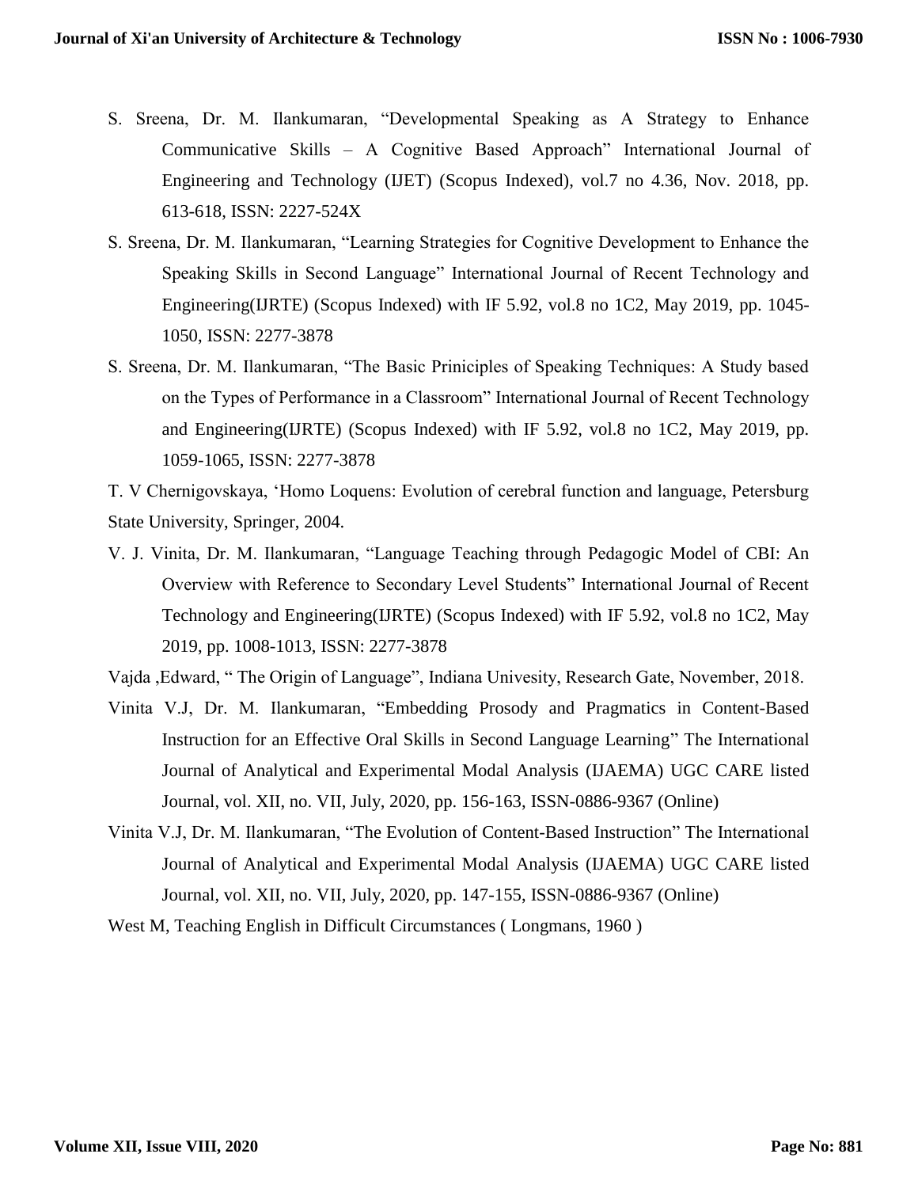S. Sreena, Dr. M. Ilankumaran, "Developmental Speaking as A Strategy to Enhance Communicative Skills – A Cognitive Based Approach" International Journal of Engineering and Technology (IJET) (Scopus Indexed), vol.7 no 4.36, Nov. 2018, pp. 613-618, ISSN: 2227-524X

S. Sreena, Dr. M. Ilankumaran, "Learning Strategies for Cognitive Development to Enhance the Speaking Skills in Second Language" International Journal of Recent Technology and Engineering(IJRTE) (Scopus Indexed) with IF 5.92, vol.8 no 1C2, May 2019, pp. 1045-1050, ISSN: 2277-3878

S. Sreena, Dr. M. Ilankumaran, "The Basic Priniciples of Speaking Techniques: A Study based on the Types of Performance in a Classroom" International Journal of Recent Technology and Engineering(IJRTE) (Scopus Indexed) with IF 5.92, vol.8 no 1C2, May 2019, pp. 1059-1065, ISSN: 2277-3878

T. V Chernigovskaya, 'Homo Loquens: Evolution of cerebral function and language, Petersburg State University, Springer, 2004.

V. J. Vinita, Dr. M. Ilankumaran, "Language Teaching through Pedagogic Model of CBI: An Overview with Reference to Secondary Level Students" International Journal of Recent Technology and Engineering(IJRTE) (Scopus Indexed) with IF 5.92, vol.8 no 1C2, May 2019, pp. 1008-1013, ISSN: 2277-3878

Vajda ,Edward, " The Origin of Language", Indiana Univesity, Research Gate, November, 2018.

Vinita V.J, Dr. M. Ilankumaran, "Embedding Prosody and Pragmatics in Content-Based Instruction for an Effective Oral Skills in Second Language Learning" The International Journal of Analytical and Experimental Modal Analysis (IJAEMA) UGC CARE listed Journal, vol. XII, no. VII, July, 2020, pp. 156-163, ISSN-0886-9367 (Online)

Vinita V.J, Dr. M. Ilankumaran, "The Evolution of Content-Based Instruction" The International Journal of Analytical and Experimental Modal Analysis (IJAEMA) UGC CARE listed Journal, vol. XII, no. VII, July, 2020, pp. 147-155, ISSN-0886-9367 (Online)

West M, Teaching English in Difficult Circumstances ( Longmans, 1960 )